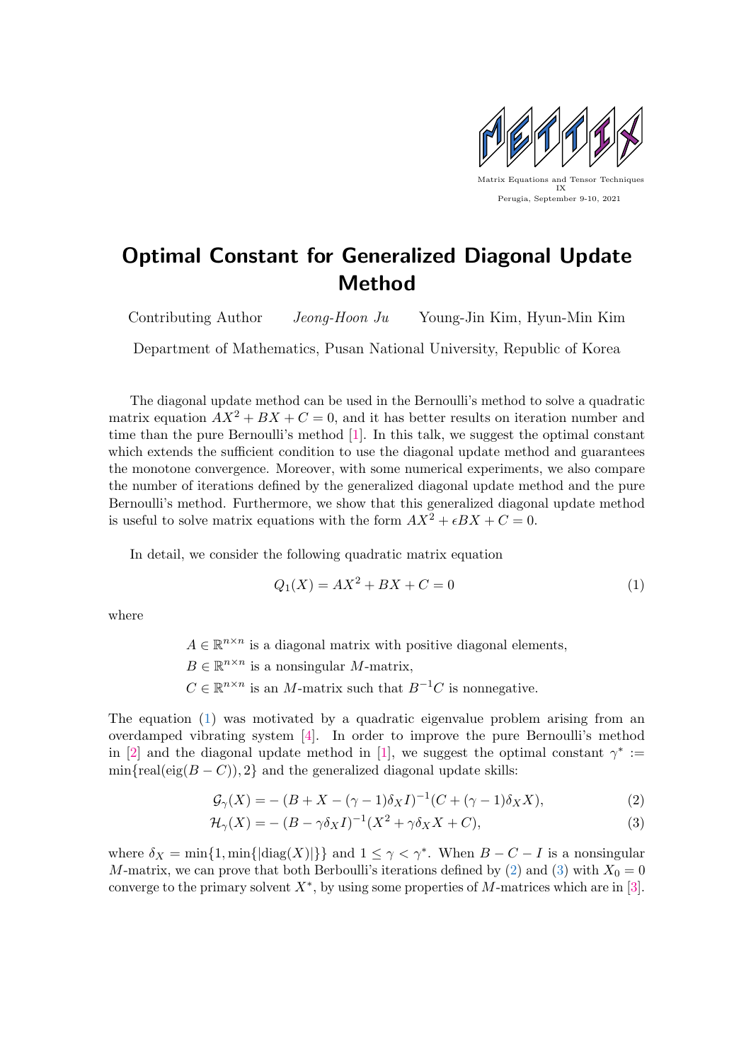Matrix Equations and Tensor Techniques IX
Perugia, September 9-10, 2021

# Optimal Constant for Generalized Diagonal Update Method

Contributing Author *Jeong-Hoon Ju* Young-Jin Kim, Hyun-Min Kim

Department of Mathematics, Pusan National University, Republic of Korea

The diagonal update method can be used in the Bernoulli's method to solve a quadratic matrix equation $AX^2 + BX + C = 0$, and it has better results on iteration number and time than the pure Bernoulli's method [1]. In this talk, we suggest the optimal constant which extends the sufficient condition to use the diagonal update method and guarantees the monotone convergence. Moreover, with some numerical experiments, we also compare the number of iterations defined by the generalized diagonal update method and the pure Bernoulli's method. Furthermore, we show that this generalized diagonal update method is useful to solve matrix equations with the form $AX^2 + \epsilon BX + C = 0$.

In detail, we consider the following quadratic matrix equation

$$Q_1(X) = AX^2 + BX + C = 0 \tag{1}$$

where

$A \in \mathbb{R}^{n\times n}$ is a diagonal matrix with positive diagonal elements,
$B \in \mathbb{R}^{n\times n}$ is a nonsingular $M$-matrix,
$C \in \mathbb{R}^{n\times n}$ is an $M$-matrix such that $B^{-1}C$ is nonnegative.

The equation (1) was motivated by a quadratic eigenvalue problem arising from an overdamped vibrating system [4]. In order to improve the pure Bernoulli's method in [2] and the diagonal update method in [1], we suggest the optimal constant $\gamma^* := \min\{\text{real}(\text{eig}(B - C)), 2\}$ and the generalized diagonal update skills:

$$\mathcal{G}_\gamma(X) = -(B + X - (\gamma - 1)\delta_X I)^{-1}(C + (\gamma - 1)\delta_X X), \tag{2}$$

$$\mathcal{H}_\gamma(X) = -(B - \gamma\delta_X I)^{-1}(X^2 + \gamma\delta_X X + C), \tag{3}$$

where $\delta_X = \min\{1, \min\{|\text{diag}(X)|\}\}$ and $1 \le \gamma < \gamma^*$. When $B - C - I$ is a nonsingular $M$-matrix, we can prove that both Berboulli's iterations defined by (2) and (3) with $X_0 = 0$ converge to the primary solvent $X^*$, by using some properties of $M$-matrices which are in [3].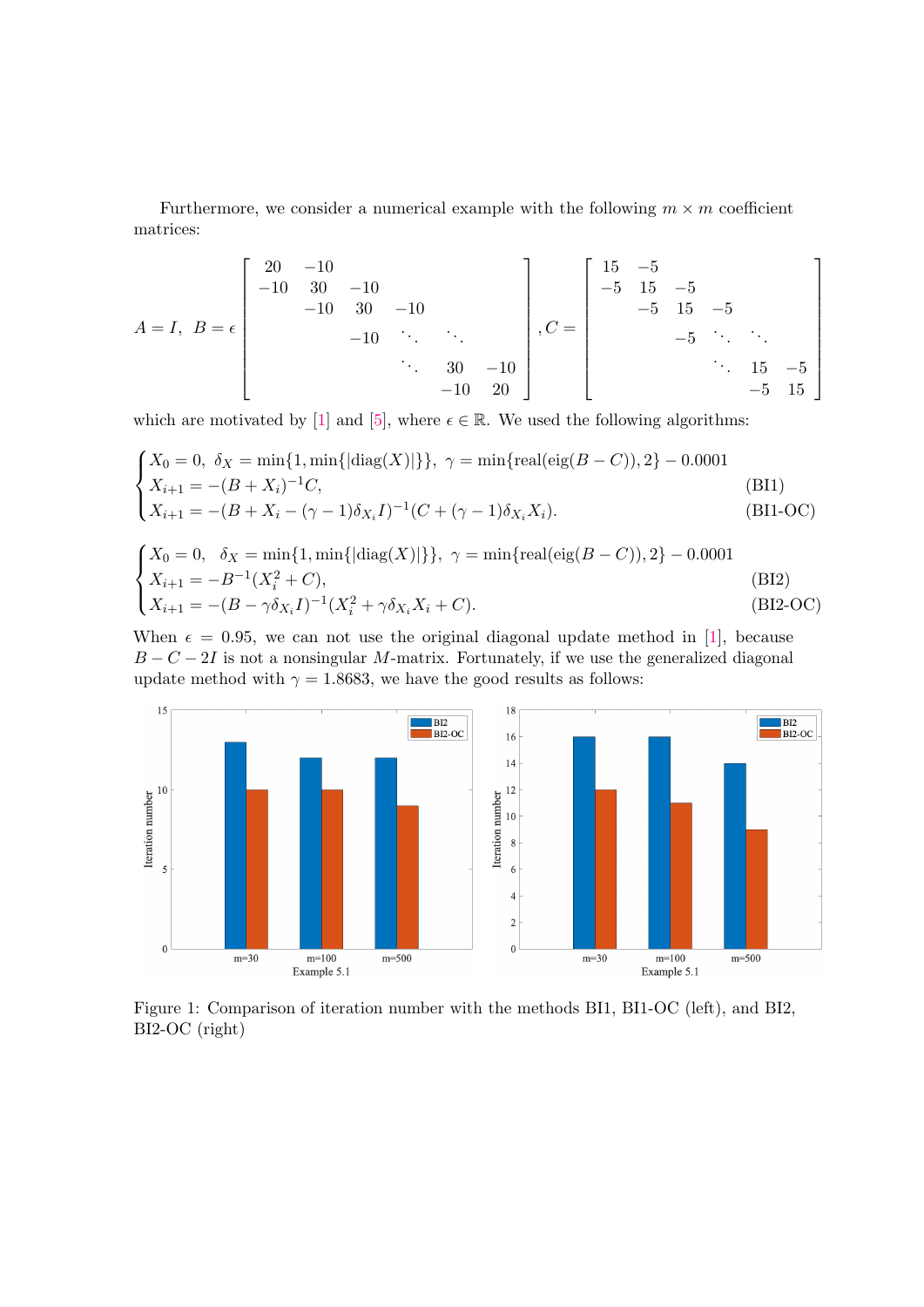Furthermore, we consider a numerical example with the following $m \times m$ coefficient matrices:

$$
A = I,\;\; B = \epsilon \begin{bmatrix} 20 & -10 & & & & \\ -10 & 30 & -10 & & & \\ & -10 & 30 & -10 & & \\ & & -10 & \ddots & \ddots & \\ & & & \ddots & 30 & -10 \\ & & & & -10 & 20 \end{bmatrix}, C = \begin{bmatrix} 15 & -5 & & & & \\ -5 & 15 & -5 & & & \\ & -5 & 15 & -5 & & \\ & & -5 & \ddots & \ddots & \\ & & & \ddots & 15 & -5 \\ & & & & -5 & 15 \end{bmatrix}
$$

which are motivated by [1] and [5], where $\epsilon \in \mathbb{R}$. We used the following algorithms:

$$
\begin{cases} X_0 = 0,\;\; \delta_X = \min\{1, \min\{|\text{diag}(X)|\}\},\;\; \gamma = \min\{\text{real}(\text{eig}(B - C)), 2\} - 0.0001 & \\ X_{i+1} = -(B + X_i)^{-1}C, & \text{(BI1)} \\ X_{i+1} = -(B + X_i - (\gamma - 1)\delta_{X_i} I)^{-1}(C + (\gamma - 1)\delta_{X_i} X_i). & \text{(BI1-OC)} \end{cases}
$$

$$
\begin{cases} X_0 = 0,\;\; \delta_X = \min\{1, \min\{|\text{diag}(X)|\}\},\;\; \gamma = \min\{\text{real}(\text{eig}(B - C)), 2\} - 0.0001 & \\ X_{i+1} = -B^{-1}(X_i^2 + C), & \text{(BI2)} \\ X_{i+1} = -(B - \gamma\delta_{X_i} I)^{-1}(X_i^2 + \gamma\delta_{X_i} X_i + C). & \text{(BI2-OC)} \end{cases}
$$

When $\epsilon = 0.95$, we can not use the original diagonal update method in [1], because $B - C - 2I$ is not a nonsingular $M$-matrix. Fortunately, if we use the generalized diagonal update method with $\gamma = 1.8683$, we have the good results as follows:

Figure 1: Comparison of iteration number with the methods BI1, BI1-OC (left), and BI2, BI2-OC (right)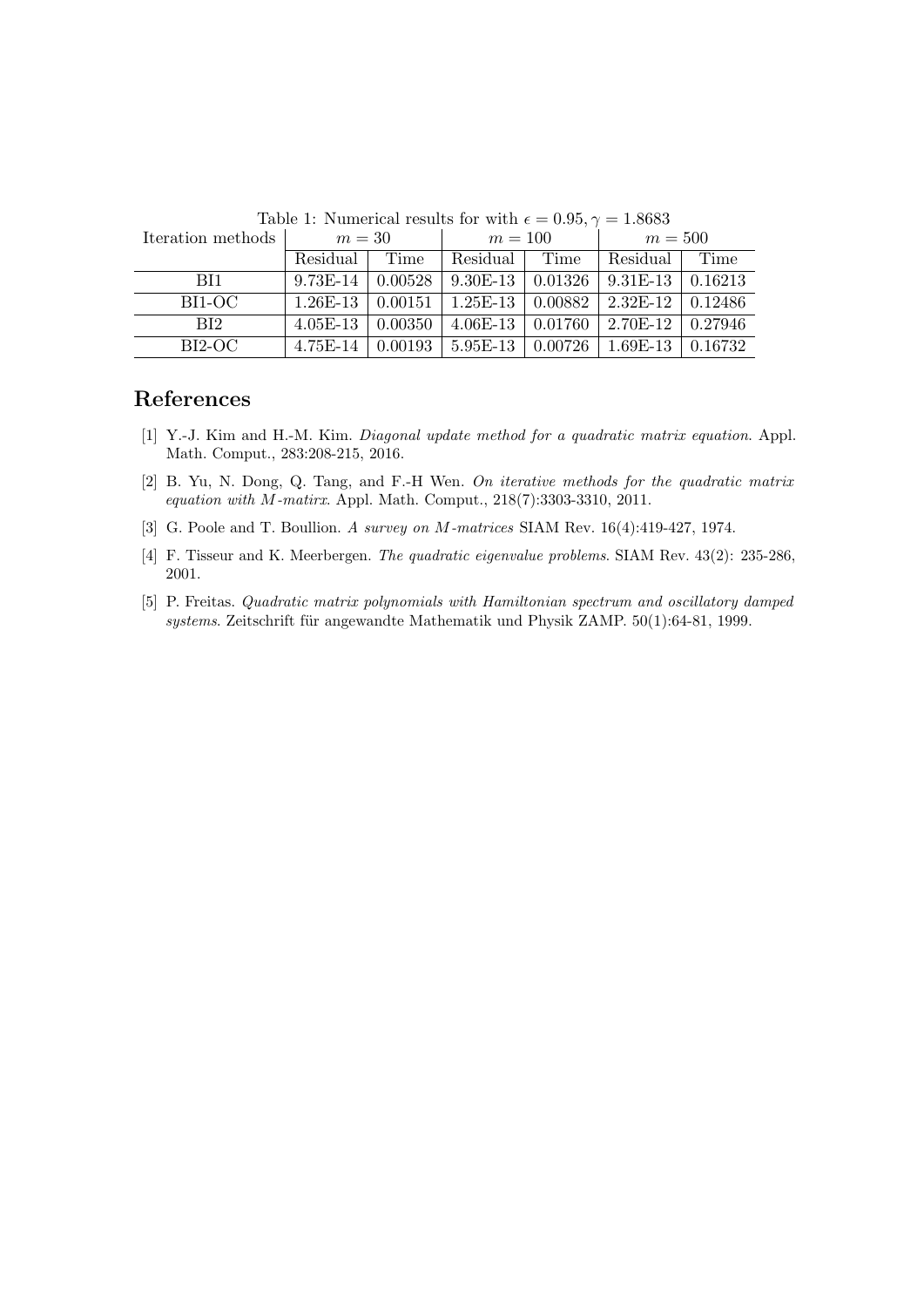Table 1: Numerical results for with $\epsilon = 0.95, \gamma = 1.8683$

| Iteration methods | $m = 30$ | | $m = 100$ | | $m = 500$ | |
|---|---|---|---|---|---|---|
| | Residual | Time | Residual | Time | Residual | Time |
| BI1 | 9.73E-14 | 0.00528 | 9.30E-13 | 0.01326 | 9.31E-13 | 0.16213 |
| BI1-OC | 1.26E-13 | 0.00151 | 1.25E-13 | 0.00882 | 2.32E-12 | 0.12486 |
| BI2 | 4.05E-13 | 0.00350 | 4.06E-13 | 0.01760 | 2.70E-12 | 0.27946 |
| BI2-OC | 4.75E-14 | 0.00193 | 5.95E-13 | 0.00726 | 1.69E-13 | 0.16732 |

## References

[1] Y.-J. Kim and H.-M. Kim. *Diagonal update method for a quadratic matrix equation*. Appl. Math. Comput., 283:208-215, 2016.

[2] B. Yu, N. Dong, Q. Tang, and F.-H Wen. *On iterative methods for the quadratic matrix equation with M-matirx*. Appl. Math. Comput., 218(7):3303-3310, 2011.

[3] G. Poole and T. Boullion. *A survey on M-matrices* SIAM Rev. 16(4):419-427, 1974.

[4] F. Tisseur and K. Meerbergen. *The quadratic eigenvalue problems*. SIAM Rev. 43(2): 235-286, 2001.

[5] P. Freitas. *Quadratic matrix polynomials with Hamiltonian spectrum and oscillatory damped systems*. Zeitschrift für angewandte Mathematik und Physik ZAMP. 50(1):64-81, 1999.